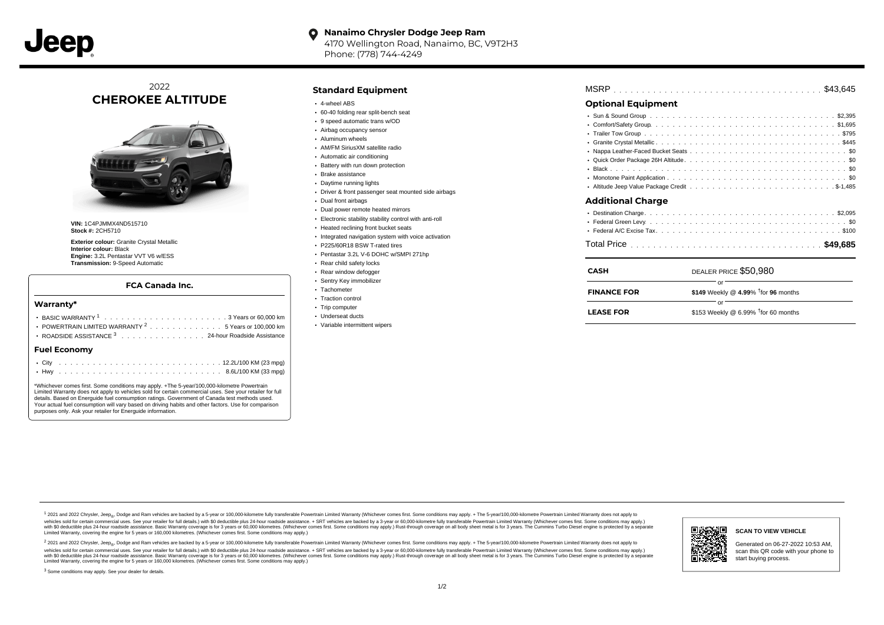Jeep

**Nanaimo Chrysler Dodge Jeep Ram**
4170 Wellington Road, Nanaimo, BC, V9T2H3
Phone: (778) 744-4249

2022
## CHEROKEE ALTITUDE

**VIN:** 1C4PJMMX4ND515710
**Stock #:** 2CH5710

**Exterior colour:** Granite Crystal Metallic
**Interior colour:** Black
**Engine:** 3.2L Pentastar VVT V6 w/ESS
**Transmission:** 9-Speed Automatic

### FCA Canada Inc.

### Warranty*

- BASIC WARRANTY [1] . . . . . . . . . . 3 Years or 60,000 km
- POWERTRAIN LIMITED WARRANTY [2] . . . . . . . . . . 5 Years or 100,000 km
- ROADSIDE ASSISTANCE [3] . . . . . . . . . . 24-hour Roadside Assistance

### Fuel Economy

- City . . . . . . . . . . 12.2L/100 KM (23 mpg)
- Hwy . . . . . . . . . . 8.6L/100 KM (33 mpg)

*Whichever comes first. Some conditions may apply. +The 5-year/100,000-kilometre Powertrain Limited Warranty does not apply to vehicles sold for certain commercial uses. See your retailer for full details. Based on Energuide fuel consumption ratings. Government of Canada test methods used. Your actual fuel consumption will vary based on driving habits and other factors. Use for comparison purposes only. Ask your retailer for Energuide information.

## Standard Equipment

- 4-wheel ABS
- 60-40 folding rear split-bench seat
- 9 speed automatic trans w/OD
- Airbag occupancy sensor
- Aluminum wheels
- AM/FM SiriusXM satellite radio
- Automatic air conditioning
- Battery with run down protection
- Brake assistance
- Daytime running lights
- Driver & front passenger seat mounted side airbags
- Dual front airbags
- Dual power remote heated mirrors
- Electronic stability stability control with anti-roll
- Heated reclining front bucket seats
- Integrated navigation system with voice activation
- P225/60R18 BSW T-rated tires
- Pentastar 3.2L V-6 DOHC w/SMPI 271hp
- Rear child safety locks
- Rear window defogger
- Sentry Key immobilizer
- Tachometer
- Traction control
- Trip computer
- Underseat ducts
- Variable intermittent wipers

MSRP . . . . . . . . . . $43,645

## Optional Equipment

- Sun & Sound Group . . . . . . . . . . $2,395
- Comfort/Safety Group. . . . . . . . . . $1,695
- Trailer Tow Group . . . . . . . . . . $795
- Granite Crystal Metallic . . . . . . . . . . $445
- Nappa Leather-Faced Bucket Seats . . . . . . . . . . $0
- Quick Order Package 26H Altitude . . . . . . . . . . $0
- Black . . . . . . . . . . $0
- Monotone Paint Application . . . . . . . . . . $0
- Altitude Jeep Value Package Credit . . . . . . . . . . $-1,485

## Additional Charge

- Destination Charge . . . . . . . . . . $2,095
- Federal Green Levy . . . . . . . . . . $0
- Federal A/C Excise Tax . . . . . . . . . . $100

Total Price . . . . . . . . . . **$49,685**

| | |
|---|---|
| **CASH** | DEALER PRICE $50,980 |
| | or |
| **FINANCE FOR** | **$149** Weekly @ **4.99**% †for **96** months |
| | or |
| **LEASE FOR** | $153 Weekly @ 6.99% †for 60 months |

[1] 2021 and 2022 Chrysler, Jeep®, Dodge and Ram vehicles are backed by a 5-year or 100,000-kilometre fully transferable Powertrain Limited Warranty (Whichever comes first. Some conditions may apply. + The 5-year/100,000-kilometre Powertrain Limited Warranty does not apply to vehicles sold for certain commercial uses. See your retailer for full details.) with $0 deductible plus 24-hour roadside assistance. + SRT vehicles are backed by a 3-year or 60,000-kilometre fully transferable Powertrain Limited Warranty (Whichever comes first. Some conditions may apply.) with $0 deductible plus 24-hour roadside assistance. Basic Warranty coverage is for 3 years or 60,000 kilometres. (Whichever comes first. Some conditions may apply.) Rust-through coverage on all body sheet metal is for 3 years. The Cummins Turbo Diesel engine is protected by a separate Limited Warranty, covering the engine for 5 years or 160,000 kilometres. (Whichever comes first. Some conditions may apply.)

[2] 2021 and 2022 Chrysler, Jeep®, Dodge and Ram vehicles are backed by a 5-year or 100,000-kilometre fully transferable Powertrain Limited Warranty (Whichever comes first. Some conditions may apply. + The 5-year/100,000-kilometre Powertrain Limited Warranty does not apply to vehicles sold for certain commercial uses. See your retailer for full details.) with $0 deductible plus 24-hour roadside assistance. + SRT vehicles are backed by a 3-year or 60,000-kilometre fully transferable Powertrain Limited Warranty (Whichever comes first. Some conditions may apply.) with $0 deductible plus 24-hour roadside assistance. Basic Warranty coverage is for 3 years or 60,000 kilometres. (Whichever comes first. Some conditions may apply.) Rust-through coverage on all body sheet metal is for 3 years. The Cummins Turbo Diesel engine is protected by a separate Limited Warranty, covering the engine for 5 years or 160,000 kilometres. (Whichever comes first. Some conditions may apply.)

[3] Some conditions may apply. See your dealer for details.

**SCAN TO VIEW VEHICLE**

Generated on 06-27-2022 10:53 AM, scan this QR code with your phone to start buying process.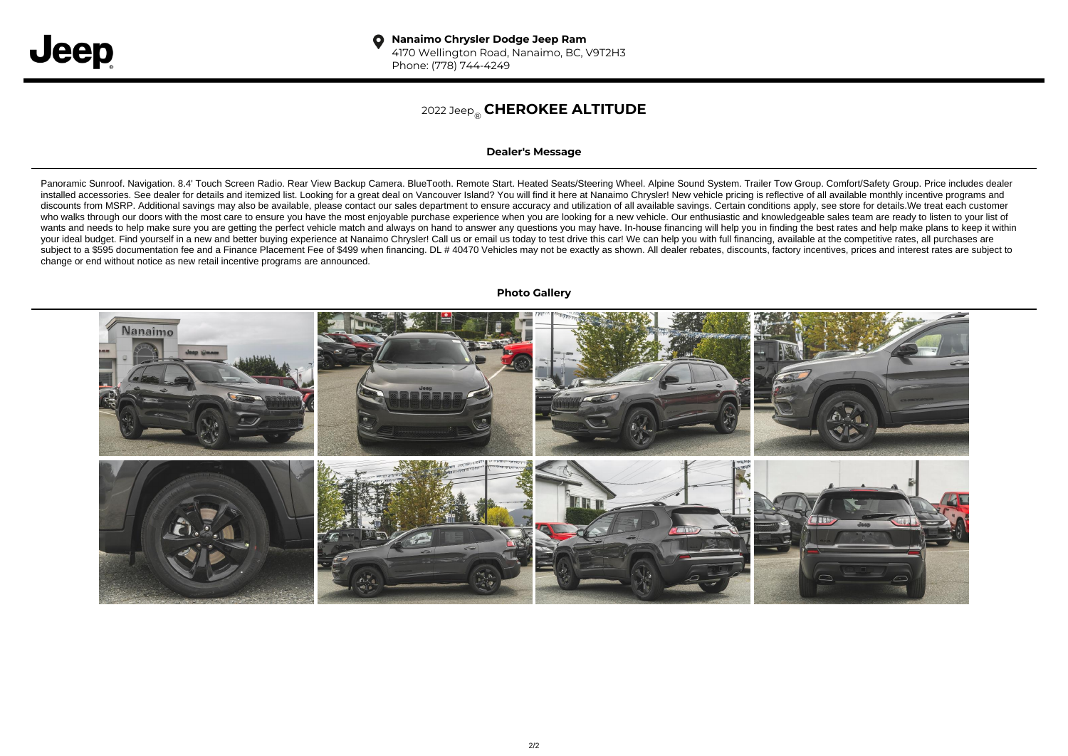**Nanaimo Chrysler Dodge Jeep Ram**
4170 Wellington Road, Nanaimo, BC, V9T2H3
Phone: (778) 744-4249

# 2022 Jeep® CHEROKEE ALTITUDE

## Dealer's Message

Panoramic Sunroof. Navigation. 8.4' Touch Screen Radio. Rear View Backup Camera. BlueTooth. Remote Start. Heated Seats/Steering Wheel. Alpine Sound System. Trailer Tow Group. Comfort/Safety Group. Price includes dealer installed accessories. See dealer for details and itemized list. Looking for a great deal on Vancouver Island? You will find it here at Nanaimo Chrysler! New vehicle pricing is reflective of all available monthly incentive programs and discounts from MSRP. Additional savings may also be available, please contact our sales department to ensure accuracy and utilization of all available savings. Certain conditions apply, see store for details.We treat each customer who walks through our doors with the most care to ensure you have the most enjoyable purchase experience when you are looking for a new vehicle. Our enthusiastic and knowledgeable sales team are ready to listen to your list of wants and needs to help make sure you are getting the perfect vehicle match and always on hand to answer any questions you may have. In-house financing will help you in finding the best rates and help make plans to keep it within your ideal budget. Find yourself in a new and better buying experience at Nanaimo Chrysler! Call us or email us today to test drive this car! We can help you with full financing, available at the competitive rates, all purchases are subject to a $595 documentation fee and a Finance Placement Fee of $499 when financing. DL # 40470 Vehicles may not be exactly as shown. All dealer rebates, discounts, factory incentives, prices and interest rates are subject to change or end without notice as new retail incentive programs are announced.

## Photo Gallery